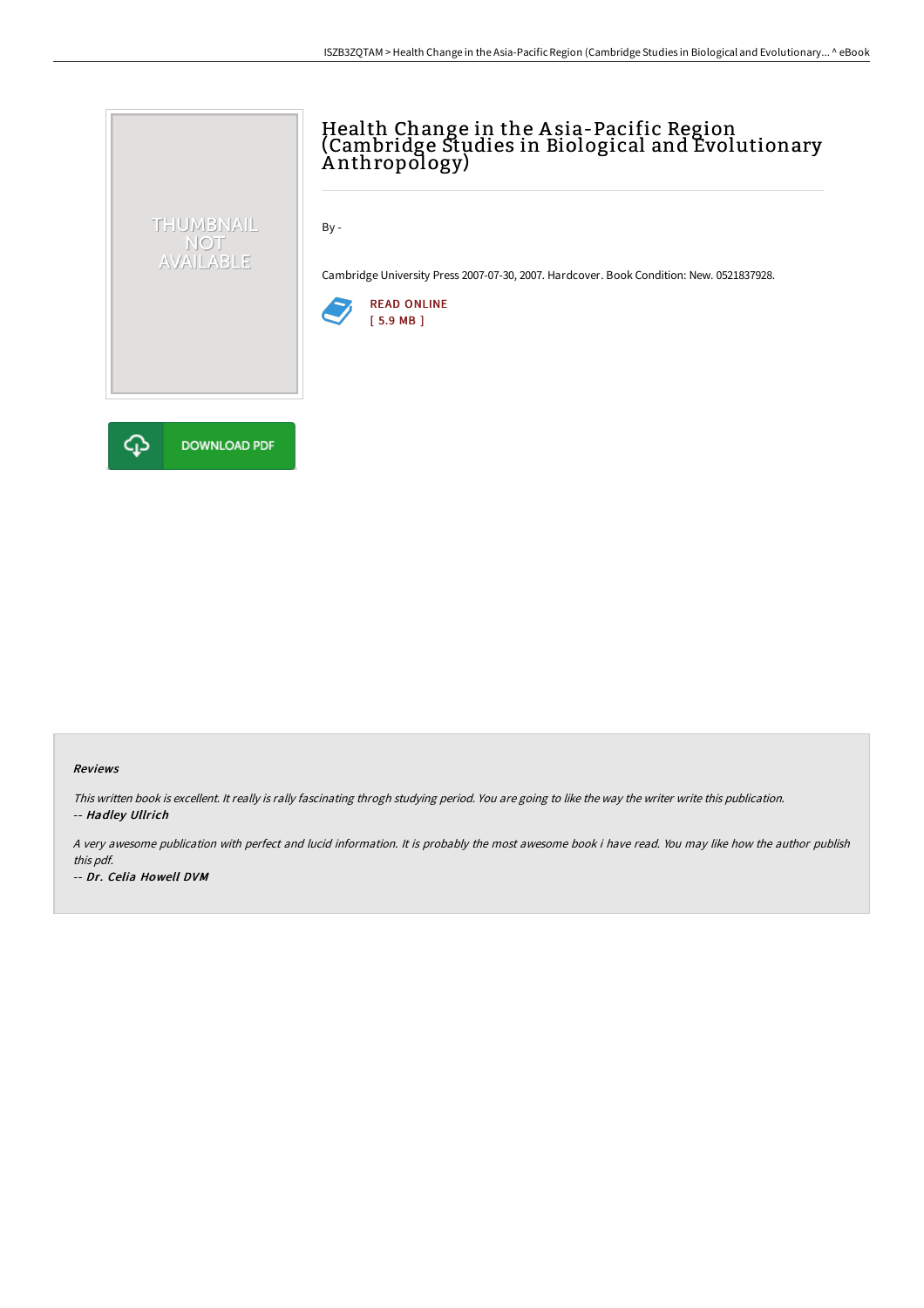# Health Change in the Asia-Pacific Region (Cambridge Studies in Biological and Evolutionary Anthropology)

By -

Cambridge University Press 2007-07-30, 2007. Hardcover. Book Condition: New. 0521837928.

READ ONLINE
[ 5.9 MB ]

DOWNLOAD PDF

### Reviews

*This written book is excellent. It really is rally fascinating throgh studying period. You are going to like the way the writer write this publication.*

*-- **Hadley Ullrich***

*A very awesome publication with perfect and lucid information. It is probably the most awesome book i have read. You may like how the author publish this pdf.*

*-- **Dr. Celia Howell DVM***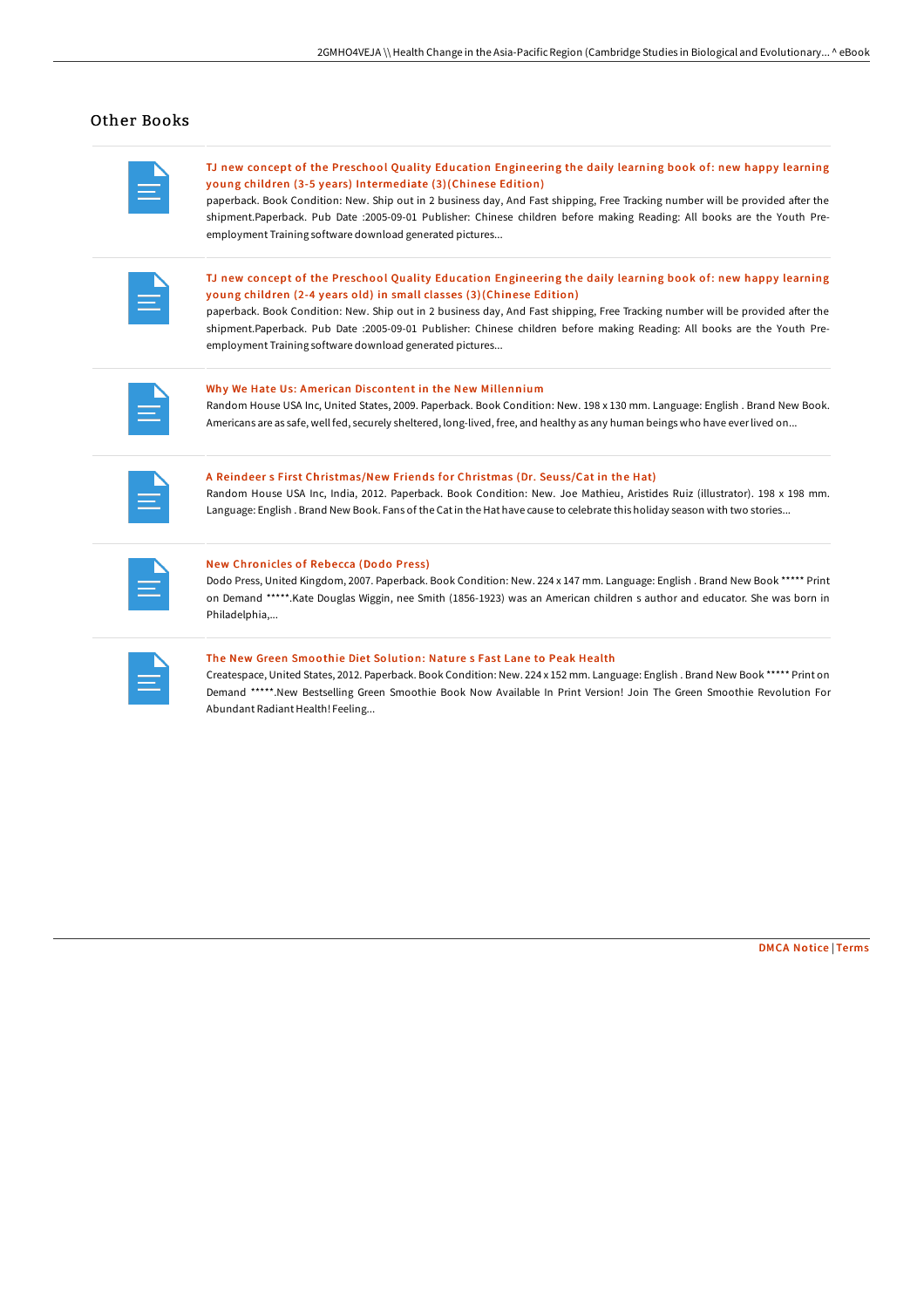## Other Books

### TJ new concept of the Preschool Quality Education Engineering the daily learning book of: new happy learning young children (3-5 years) Intermediate (3)(Chinese Edition)

paperback. Book Condition: New. Ship out in 2 business day, And Fast shipping, Free Tracking number will be provided after the shipment.Paperback. Pub Date :2005-09-01 Publisher: Chinese children before making Reading: All books are the Youth Pre-employment Training software download generated pictures...

### TJ new concept of the Preschool Quality Education Engineering the daily learning book of: new happy learning young children (2-4 years old) in small classes (3)(Chinese Edition)

paperback. Book Condition: New. Ship out in 2 business day, And Fast shipping, Free Tracking number will be provided after the shipment.Paperback. Pub Date :2005-09-01 Publisher: Chinese children before making Reading: All books are the Youth Pre-employment Training software download generated pictures...

### Why We Hate Us: American Discontent in the New Millennium

Random House USA Inc, United States, 2009. Paperback. Book Condition: New. 198 x 130 mm. Language: English . Brand New Book. Americans are as safe, well fed, securely sheltered, long-lived, free, and healthy as any human beings who have ever lived on...

### A Reindeer s First Christmas/New Friends for Christmas (Dr. Seuss/Cat in the Hat)

Random House USA Inc, India, 2012. Paperback. Book Condition: New. Joe Mathieu, Aristides Ruiz (illustrator). 198 x 198 mm. Language: English . Brand New Book. Fans of the Cat in the Hat have cause to celebrate this holiday season with two stories...

### New Chronicles of Rebecca (Dodo Press)

Dodo Press, United Kingdom, 2007. Paperback. Book Condition: New. 224 x 147 mm. Language: English . Brand New Book ***** Print on Demand *****.Kate Douglas Wiggin, nee Smith (1856-1923) was an American children s author and educator. She was born in Philadelphia,...

### The New Green Smoothie Diet Solution: Nature s Fast Lane to Peak Health

Createspace, United States, 2012. Paperback. Book Condition: New. 224 x 152 mm. Language: English . Brand New Book ***** Print on Demand *****.New Bestselling Green Smoothie Book Now Available In Print Version! Join The Green Smoothie Revolution For Abundant Radiant Health! Feeling...